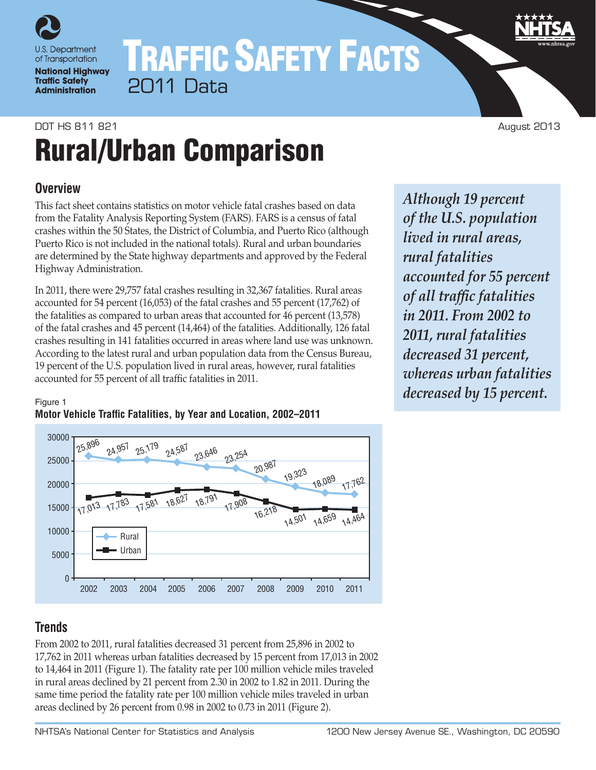# TRAFFIC SAFETY FACTS

2011 Data

DOT HS 811 821 August 2013

# Rural/Urban Comparison

## Overview

This fact sheet contains statistics on motor vehicle fatal crashes based on data from the Fatality Analysis Reporting System (FARS). FARS is a census of fatal crashes within the 50 States, the District of Columbia, and Puerto Rico (although Puerto Rico is not included in the national totals). Rural and urban boundaries are determined by the State highway departments and approved by the Federal Highway Administration.

In 2011, there were 29,757 fatal crashes resulting in 32,367 fatalities. Rural areas accounted for 54 percent (16,053) of the fatal crashes and 55 percent (17,762) of the fatalities as compared to urban areas that accounted for 46 percent (13,578) of the fatal crashes and 45 percent (14,464) of the fatalities. Additionally, 126 fatal crashes resulting in 141 fatalities occurred in areas where land use was unknown. According to the latest rural and urban population data from the Census Bureau, 19 percent of the U.S. population lived in rural areas, however, rural fatalities accounted for 55 percent of all traffic fatalities in 2011.

*Although 19 percent of the U.S. population lived in rural areas, rural fatalities accounted for 55 percent of all traffic fatalities in 2011. From 2002 to 2011, rural fatalities decreased 31 percent, whereas urban fatalities decreased by 15 percent.*

Figure 1
**Motor Vehicle Traffic Fatalities, by Year and Location, 2002–2011**

| Year | Rural | Urban |
|---|---|---|
| 2002 | 25,896 | 17,013 |
| 2003 | 24,957 | 17,783 |
| 2004 | 25,179 | 17,581 |
| 2005 | 24,587 | 18,627 |
| 2006 | 23,646 | 18,791 |
| 2007 | 23,254 | 17,908 |
| 2008 | 20,987 | 16,218 |
| 2009 | 19,323 | 14,501 |
| 2010 | 18,089 | 14,659 |
| 2011 | 17,762 | 14,464 |

## Trends

From 2002 to 2011, rural fatalities decreased 31 percent from 25,896 in 2002 to 17,762 in 2011 whereas urban fatalities decreased by 15 percent from 17,013 in 2002 to 14,464 in 2011 (Figure 1). The fatality rate per 100 million vehicle miles traveled in rural areas declined by 21 percent from 2.30 in 2002 to 1.82 in 2011. During the same time period the fatality rate per 100 million vehicle miles traveled in urban areas declined by 26 percent from 0.98 in 2002 to 0.73 in 2011 (Figure 2).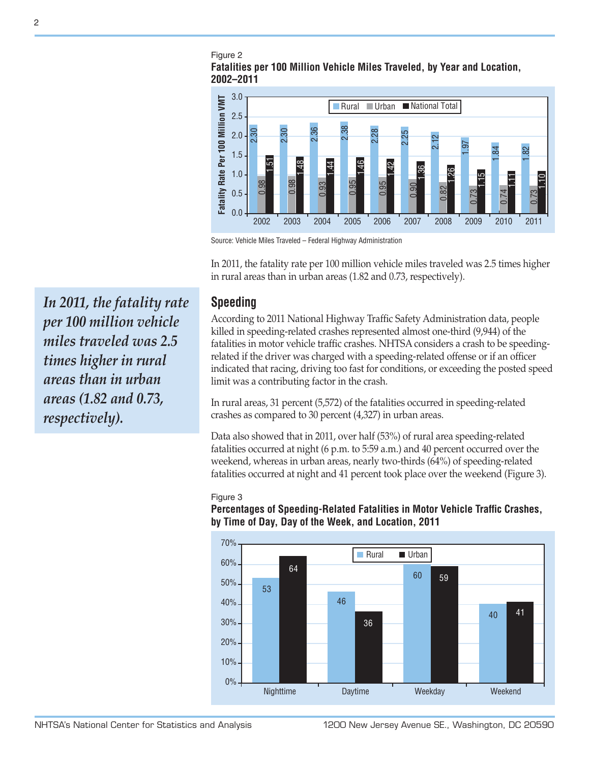Figure 2

**Fatalities per 100 Million Vehicle Miles Traveled, by Year and Location, 2002–2011**

| Year | Rural | Urban | National Total |
|---|---|---|---|
| 2002 | 2.30 | 0.98 | 1.51 |
| 2003 | 2.30 | 0.98 | 1.48 |
| 2004 | 2.36 | 0.93 | 1.44 |
| 2005 | 2.38 | 0.95 | 1.46 |
| 2006 | 2.28 | 0.95 | 1.42 |
| 2007 | 2.25 | 0.90 | 1.36 |
| 2008 | 2.12 | 0.82 | 1.26 |
| 2009 | 1.97 | 0.73 | 1.15 |
| 2010 | 1.84 | 0.74 | 1.11 |
| 2011 | 1.82 | 0.73 | 1.10 |

Source: Vehicle Miles Traveled – Federal Highway Administration

In 2011, the fatality rate per 100 million vehicle miles traveled was 2.5 times higher in rural areas than in urban areas (1.82 and 0.73, respectively).

*In 2011, the fatality rate per 100 million vehicle miles traveled was 2.5 times higher in rural areas than in urban areas (1.82 and 0.73, respectively).*

## Speeding

According to 2011 National Highway Traffic Safety Administration data, people killed in speeding-related crashes represented almost one-third (9,944) of the fatalities in motor vehicle traffic crashes. NHTSA considers a crash to be speeding-related if the driver was charged with a speeding-related offense or if an officer indicated that racing, driving too fast for conditions, or exceeding the posted speed limit was a contributing factor in the crash.

In rural areas, 31 percent (5,572) of the fatalities occurred in speeding-related crashes as compared to 30 percent (4,327) in urban areas.

Data also showed that in 2011, over half (53%) of rural area speeding-related fatalities occurred at night (6 p.m. to 5:59 a.m.) and 40 percent occurred over the weekend, whereas in urban areas, nearly two-thirds (64%) of speeding-related fatalities occurred at night and 41 percent took place over the weekend (Figure 3).

Figure 3

**Percentages of Speeding-Related Fatalities in Motor Vehicle Traffic Crashes, by Time of Day, Day of the Week, and Location, 2011**

| | Rural | Urban |
|---|---|---|
| Nighttime | 53 | 64 |
| Daytime | 46 | 36 |
| Weekday | 60 | 59 |
| Weekend | 40 | 41 |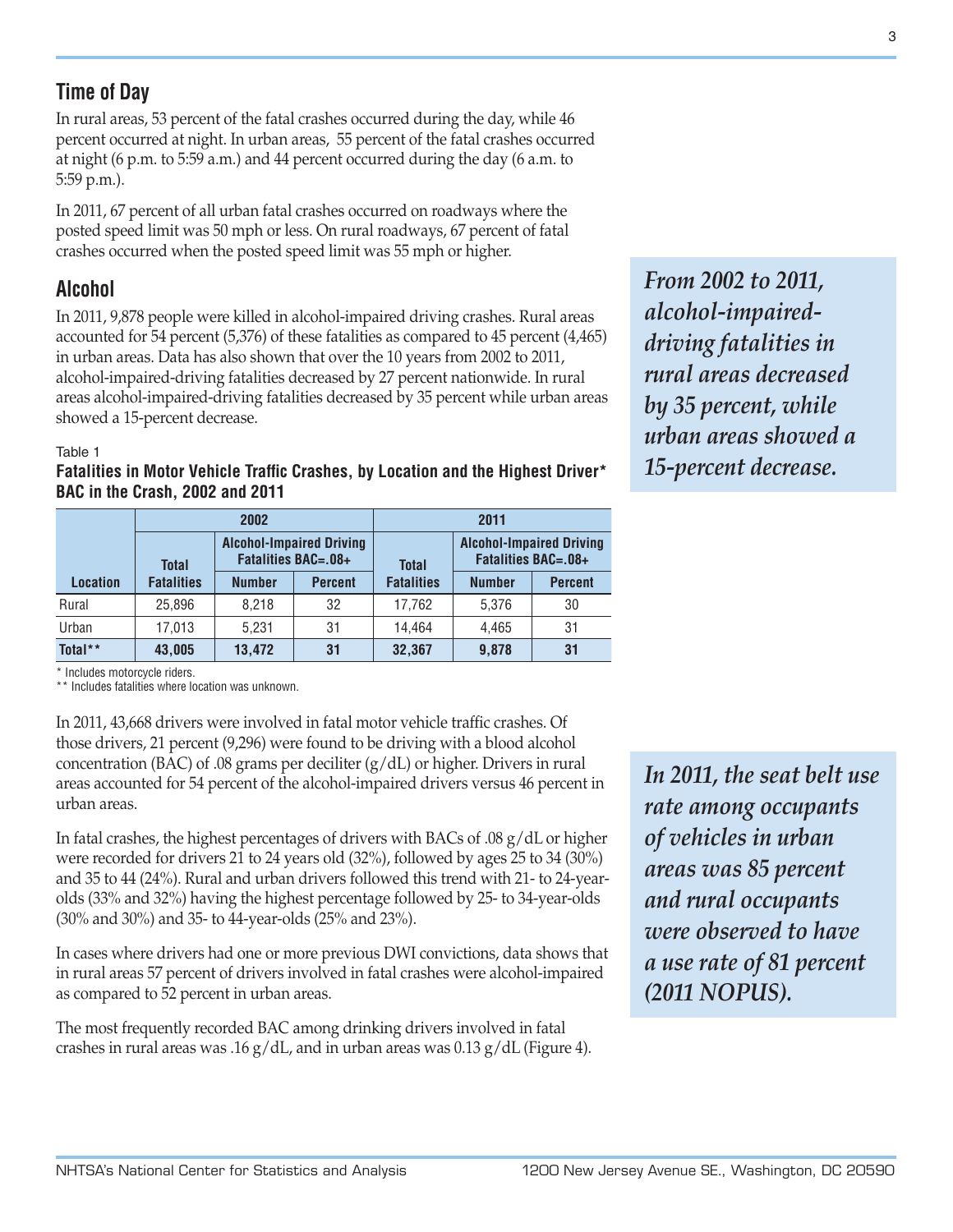## Time of Day

In rural areas, 53 percent of the fatal crashes occurred during the day, while 46 percent occurred at night. In urban areas, 55 percent of the fatal crashes occurred at night (6 p.m. to 5:59 a.m.) and 44 percent occurred during the day (6 a.m. to 5:59 p.m.).

In 2011, 67 percent of all urban fatal crashes occurred on roadways where the posted speed limit was 50 mph or less. On rural roadways, 67 percent of fatal crashes occurred when the posted speed limit was 55 mph or higher.

## Alcohol

In 2011, 9,878 people were killed in alcohol-impaired driving crashes. Rural areas accounted for 54 percent (5,376) of these fatalities as compared to 45 percent (4,465) in urban areas. Data has also shown that over the 10 years from 2002 to 2011, alcohol-impaired-driving fatalities decreased by 27 percent nationwide. In rural areas alcohol-impaired-driving fatalities decreased by 35 percent while urban areas showed a 15-percent decrease.

*From 2002 to 2011, alcohol-impaired-driving fatalities in rural areas decreased by 35 percent, while urban areas showed a 15-percent decrease.*

Table 1

**Fatalities in Motor Vehicle Traffic Crashes, by Location and the Highest Driver* BAC in the Crash, 2002 and 2011**

| | 2002 | | | 2011 | | |
|---|---|---|---|---|---|---|
| | Total | Alcohol-Impaired Driving Fatalities BAC=.08+ | | Total | Alcohol-Impaired Driving Fatalities BAC=.08+ | |
| Location | Fatalities | Number | Percent | Fatalities | Number | Percent |
| Rural | 25,896 | 8,218 | 32 | 17,762 | 5,376 | 30 |
| Urban | 17,013 | 5,231 | 31 | 14,464 | 4,465 | 31 |
| **Total**** | **43,005** | **13,472** | **31** | **32,367** | **9,878** | **31** |

\* Includes motorcycle riders.
\*\* Includes fatalities where location was unknown.

In 2011, 43,668 drivers were involved in fatal motor vehicle traffic crashes. Of those drivers, 21 percent (9,296) were found to be driving with a blood alcohol concentration (BAC) of .08 grams per deciliter (g/dL) or higher. Drivers in rural areas accounted for 54 percent of the alcohol-impaired drivers versus 46 percent in urban areas.

*In 2011, the seat belt use rate among occupants of vehicles in urban areas was 85 percent and rural occupants were observed to have a use rate of 81 percent (2011 NOPUS).*

In fatal crashes, the highest percentages of drivers with BACs of .08 g/dL or higher were recorded for drivers 21 to 24 years old (32%), followed by ages 25 to 34 (30%) and 35 to 44 (24%). Rural and urban drivers followed this trend with 21- to 24-year-olds (33% and 32%) having the highest percentage followed by 25- to 34-year-olds (30% and 30%) and 35- to 44-year-olds (25% and 23%).

In cases where drivers had one or more previous DWI convictions, data shows that in rural areas 57 percent of drivers involved in fatal crashes were alcohol-impaired as compared to 52 percent in urban areas.

The most frequently recorded BAC among drinking drivers involved in fatal crashes in rural areas was .16 g/dL, and in urban areas was 0.13 g/dL (Figure 4).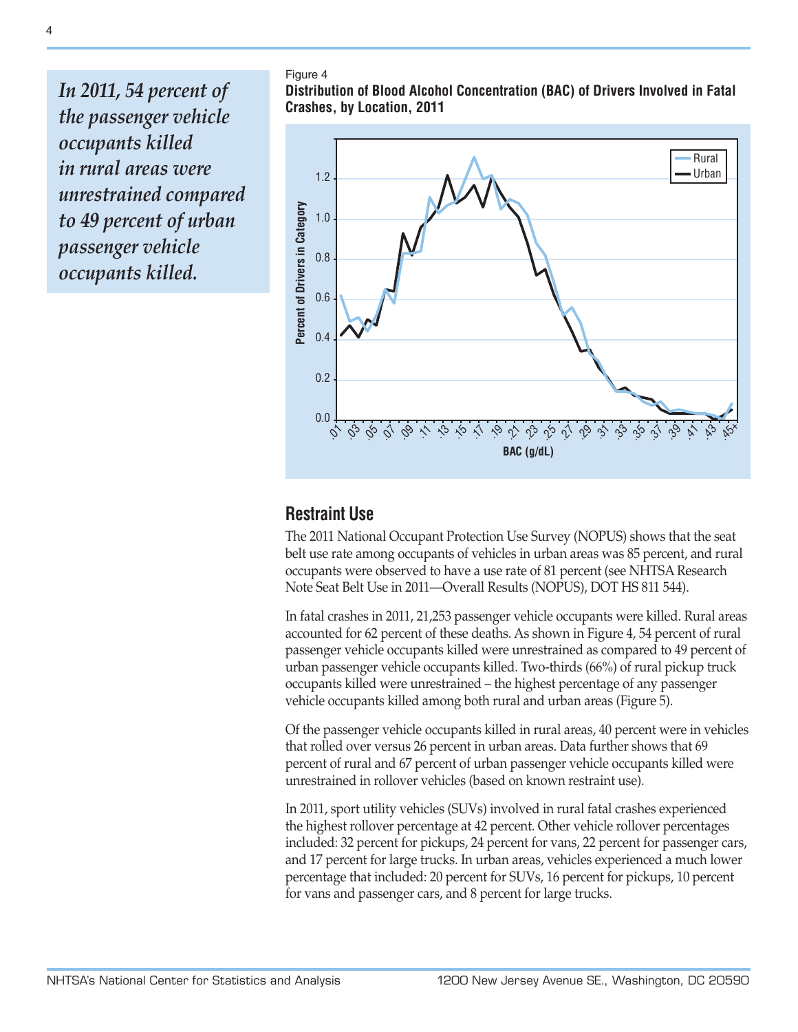*In 2011, 54 percent of the passenger vehicle occupants killed in rural areas were unrestrained compared to 49 percent of urban passenger vehicle occupants killed.*

Figure 4

**Distribution of Blood Alcohol Concentration (BAC) of Drivers Involved in Fatal Crashes, by Location, 2011**

## Restraint Use

The 2011 National Occupant Protection Use Survey (NOPUS) shows that the seat belt use rate among occupants of vehicles in urban areas was 85 percent, and rural occupants were observed to have a use rate of 81 percent (see NHTSA Research Note Seat Belt Use in 2011—Overall Results (NOPUS), DOT HS 811 544).

In fatal crashes in 2011, 21,253 passenger vehicle occupants were killed. Rural areas accounted for 62 percent of these deaths. As shown in Figure 4, 54 percent of rural passenger vehicle occupants killed were unrestrained as compared to 49 percent of urban passenger vehicle occupants killed. Two-thirds (66%) of rural pickup truck occupants killed were unrestrained – the highest percentage of any passenger vehicle occupants killed among both rural and urban areas (Figure 5).

Of the passenger vehicle occupants killed in rural areas, 40 percent were in vehicles that rolled over versus 26 percent in urban areas. Data further shows that 69 percent of rural and 67 percent of urban passenger vehicle occupants killed were unrestrained in rollover vehicles (based on known restraint use).

In 2011, sport utility vehicles (SUVs) involved in rural fatal crashes experienced the highest rollover percentage at 42 percent. Other vehicle rollover percentages included: 32 percent for pickups, 24 percent for vans, 22 percent for passenger cars, and 17 percent for large trucks. In urban areas, vehicles experienced a much lower percentage that included: 20 percent for SUVs, 16 percent for pickups, 10 percent for vans and passenger cars, and 8 percent for large trucks.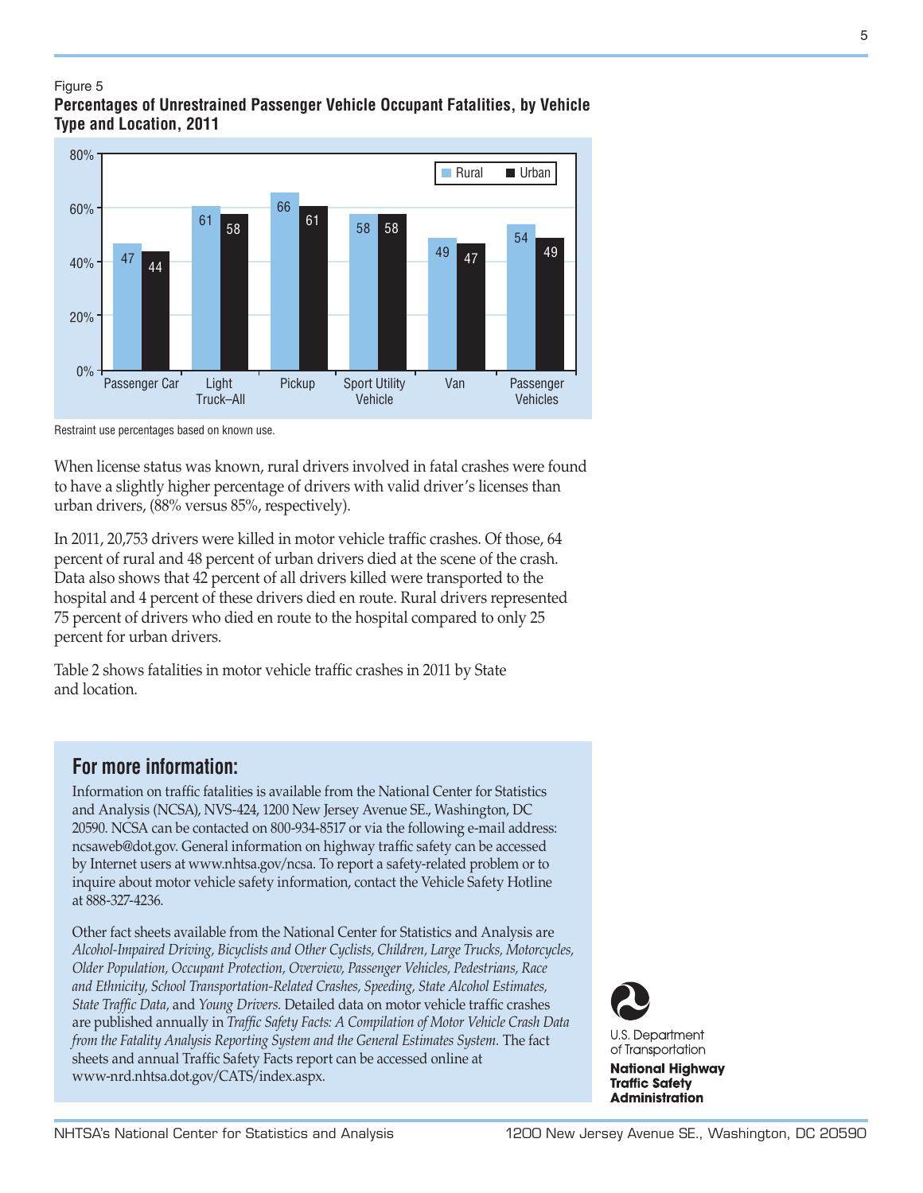Figure 5

**Percentages of Unrestrained Passenger Vehicle Occupant Fatalities, by Vehicle Type and Location, 2011**

| Vehicle Type | Rural | Urban |
|---|---|---|
| Passenger Car | 47 | 44 |
| Light Truck–All | 61 | 58 |
| Pickup | 66 | 61 |
| Sport Utility Vehicle | 58 | 58 |
| Van | 49 | 47 |
| Passenger Vehicles | 54 | 49 |

Restraint use percentages based on known use.

When license status was known, rural drivers involved in fatal crashes were found to have a slightly higher percentage of drivers with valid driver's licenses than urban drivers, (88% versus 85%, respectively).

In 2011, 20,753 drivers were killed in motor vehicle traffic crashes. Of those, 64 percent of rural and 48 percent of urban drivers died at the scene of the crash. Data also shows that 42 percent of all drivers killed were transported to the hospital and 4 percent of these drivers died en route. Rural drivers represented 75 percent of drivers who died en route to the hospital compared to only 25 percent for urban drivers.

Table 2 shows fatalities in motor vehicle traffic crashes in 2011 by State and location.

## For more information:

Information on traffic fatalities is available from the National Center for Statistics and Analysis (NCSA), NVS-424, 1200 New Jersey Avenue SE., Washington, DC 20590. NCSA can be contacted on 800-934-8517 or via the following e-mail address: ncsaweb@dot.gov. General information on highway traffic safety can be accessed by Internet users at www.nhtsa.gov/ncsa. To report a safety-related problem or to inquire about motor vehicle safety information, contact the Vehicle Safety Hotline at 888-327-4236.

Other fact sheets available from the National Center for Statistics and Analysis are *Alcohol-Impaired Driving, Bicyclists and Other Cyclists, Children, Large Trucks, Motorcycles, Older Population, Occupant Protection, Overview, Passenger Vehicles, Pedestrians, Race and Ethnicity, School Transportation-Related Crashes, Speeding, State Alcohol Estimates, State Traffic Data,* and *Young Drivers.* Detailed data on motor vehicle traffic crashes are published annually in *Traffic Safety Facts: A Compilation of Motor Vehicle Crash Data from the Fatality Analysis Reporting System and the General Estimates System.* The fact sheets and annual Traffic Safety Facts report can be accessed online at www-nrd.nhtsa.dot.gov/CATS/index.aspx.

U.S. Department of Transportation

**National Highway Traffic Safety Administration**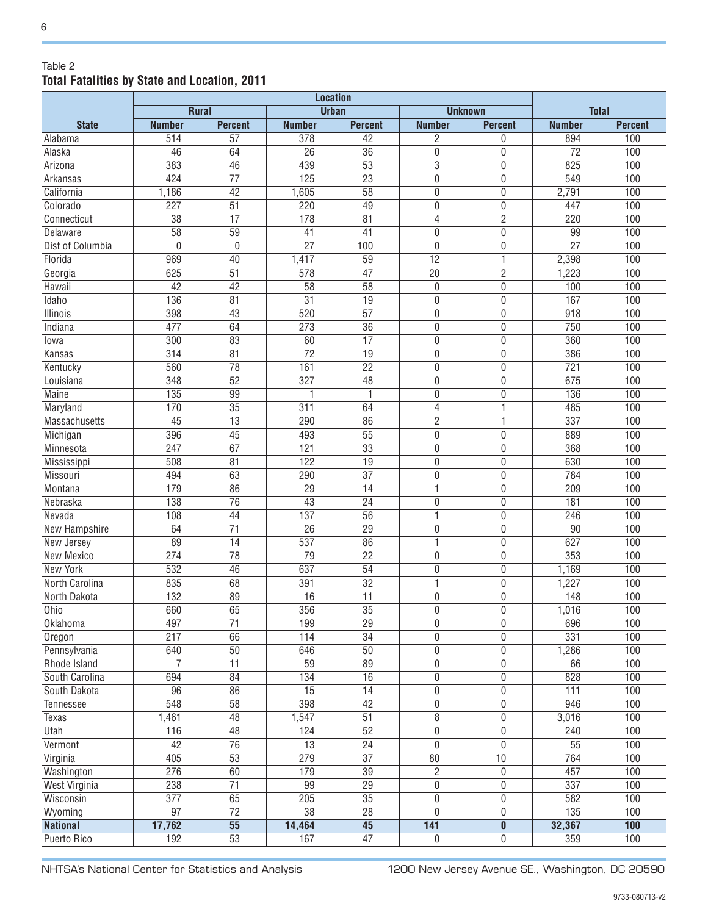Table 2
**Total Fatalities by State and Location, 2011**

| | Location | | | | | | | |
|---|---|---|---|---|---|---|---|---|
| | Rural | | Urban | | Unknown | | Total | |
| **State** | **Number** | **Percent** | **Number** | **Percent** | **Number** | **Percent** | **Number** | **Percent** |
| Alabama | 514 | 57 | 378 | 42 | 2 | 0 | 894 | 100 |
| Alaska | 46 | 64 | 26 | 36 | 0 | 0 | 72 | 100 |
| Arizona | 383 | 46 | 439 | 53 | 3 | 0 | 825 | 100 |
| Arkansas | 424 | 77 | 125 | 23 | 0 | 0 | 549 | 100 |
| California | 1,186 | 42 | 1,605 | 58 | 0 | 0 | 2,791 | 100 |
| Colorado | 227 | 51 | 220 | 49 | 0 | 0 | 447 | 100 |
| Connecticut | 38 | 17 | 178 | 81 | 4 | 2 | 220 | 100 |
| Delaware | 58 | 59 | 41 | 41 | 0 | 0 | 99 | 100 |
| Dist of Columbia | 0 | 0 | 27 | 100 | 0 | 0 | 27 | 100 |
| Florida | 969 | 40 | 1,417 | 59 | 12 | 1 | 2,398 | 100 |
| Georgia | 625 | 51 | 578 | 47 | 20 | 2 | 1,223 | 100 |
| Hawaii | 42 | 42 | 58 | 58 | 0 | 0 | 100 | 100 |
| Idaho | 136 | 81 | 31 | 19 | 0 | 0 | 167 | 100 |
| Illinois | 398 | 43 | 520 | 57 | 0 | 0 | 918 | 100 |
| Indiana | 477 | 64 | 273 | 36 | 0 | 0 | 750 | 100 |
| Iowa | 300 | 83 | 60 | 17 | 0 | 0 | 360 | 100 |
| Kansas | 314 | 81 | 72 | 19 | 0 | 0 | 386 | 100 |
| Kentucky | 560 | 78 | 161 | 22 | 0 | 0 | 721 | 100 |
| Louisiana | 348 | 52 | 327 | 48 | 0 | 0 | 675 | 100 |
| Maine | 135 | 99 | 1 | 1 | 0 | 0 | 136 | 100 |
| Maryland | 170 | 35 | 311 | 64 | 4 | 1 | 485 | 100 |
| Massachusetts | 45 | 13 | 290 | 86 | 2 | 1 | 337 | 100 |
| Michigan | 396 | 45 | 493 | 55 | 0 | 0 | 889 | 100 |
| Minnesota | 247 | 67 | 121 | 33 | 0 | 0 | 368 | 100 |
| Mississippi | 508 | 81 | 122 | 19 | 0 | 0 | 630 | 100 |
| Missouri | 494 | 63 | 290 | 37 | 0 | 0 | 784 | 100 |
| Montana | 179 | 86 | 29 | 14 | 1 | 0 | 209 | 100 |
| Nebraska | 138 | 76 | 43 | 24 | 0 | 0 | 181 | 100 |
| Nevada | 108 | 44 | 137 | 56 | 1 | 0 | 246 | 100 |
| New Hampshire | 64 | 71 | 26 | 29 | 0 | 0 | 90 | 100 |
| New Jersey | 89 | 14 | 537 | 86 | 1 | 0 | 627 | 100 |
| New Mexico | 274 | 78 | 79 | 22 | 0 | 0 | 353 | 100 |
| New York | 532 | 46 | 637 | 54 | 0 | 0 | 1,169 | 100 |
| North Carolina | 835 | 68 | 391 | 32 | 1 | 0 | 1,227 | 100 |
| North Dakota | 132 | 89 | 16 | 11 | 0 | 0 | 148 | 100 |
| Ohio | 660 | 65 | 356 | 35 | 0 | 0 | 1,016 | 100 |
| Oklahoma | 497 | 71 | 199 | 29 | 0 | 0 | 696 | 100 |
| Oregon | 217 | 66 | 114 | 34 | 0 | 0 | 331 | 100 |
| Pennsylvania | 640 | 50 | 646 | 50 | 0 | 0 | 1,286 | 100 |
| Rhode Island | 7 | 11 | 59 | 89 | 0 | 0 | 66 | 100 |
| South Carolina | 694 | 84 | 134 | 16 | 0 | 0 | 828 | 100 |
| South Dakota | 96 | 86 | 15 | 14 | 0 | 0 | 111 | 100 |
| Tennessee | 548 | 58 | 398 | 42 | 0 | 0 | 946 | 100 |
| Texas | 1,461 | 48 | 1,547 | 51 | 8 | 0 | 3,016 | 100 |
| Utah | 116 | 48 | 124 | 52 | 0 | 0 | 240 | 100 |
| Vermont | 42 | 76 | 13 | 24 | 0 | 0 | 55 | 100 |
| Virginia | 405 | 53 | 279 | 37 | 80 | 10 | 764 | 100 |
| Washington | 276 | 60 | 179 | 39 | 2 | 0 | 457 | 100 |
| West Virginia | 238 | 71 | 99 | 29 | 0 | 0 | 337 | 100 |
| Wisconsin | 377 | 65 | 205 | 35 | 0 | 0 | 582 | 100 |
| Wyoming | 97 | 72 | 38 | 28 | 0 | 0 | 135 | 100 |
| **National** | **17,762** | **55** | **14,464** | **45** | **141** | **0** | **32,367** | **100** |
| Puerto Rico | 192 | 53 | 167 | 47 | 0 | 0 | 359 | 100 |

NHTSA's National Center for Statistics and Analysis 1200 New Jersey Avenue SE., Washington, DC 20590

9733-080713-v2